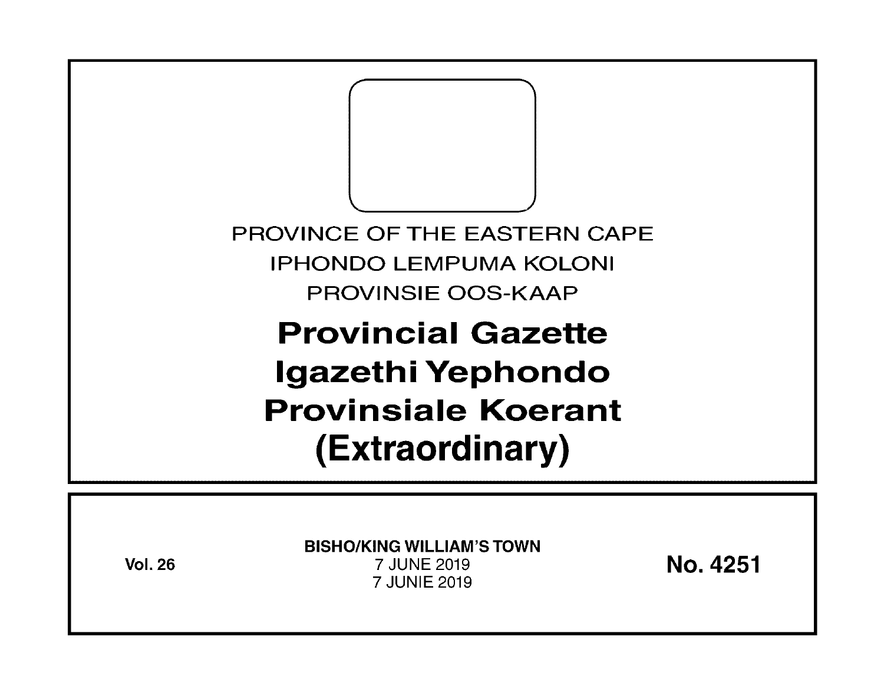PROVINCE OF THE EASTERN CAPE

IPHONDO LEMPUMA KOLONI

PROVINSIE OOS-KAAP

# Provincial Gazette
# Igazethi Yephondo
# Provinsiale Koerant
# (Extraordinary)

**Vol. 26**

**BISHO/KING WILLIAM'S TOWN**

7 JUNE 2019

7 JUNIE 2019

**No. 4251**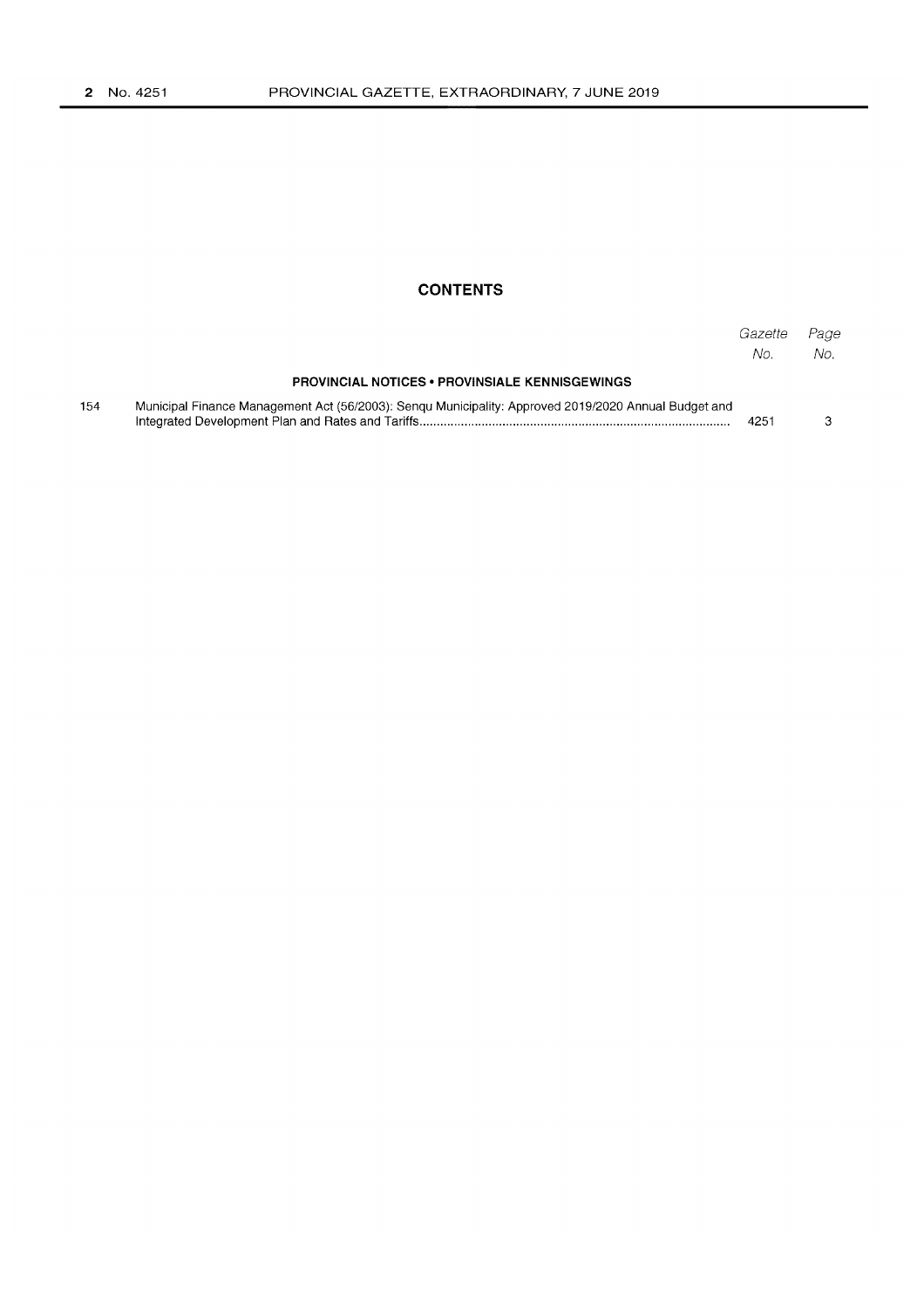## CONTENTS

| | | *Gazette No.* | *Page No.* |
|---|---|---|---|
| | **PROVINCIAL NOTICES • PROVINSIALE KENNISGEWINGS** | | |
| 154 | Municipal Finance Management Act (56/2003): Senqu Municipality: Approved 2019/2020 Annual Budget and Integrated Development Plan and Rates and Tariffs | 4251 | 3 |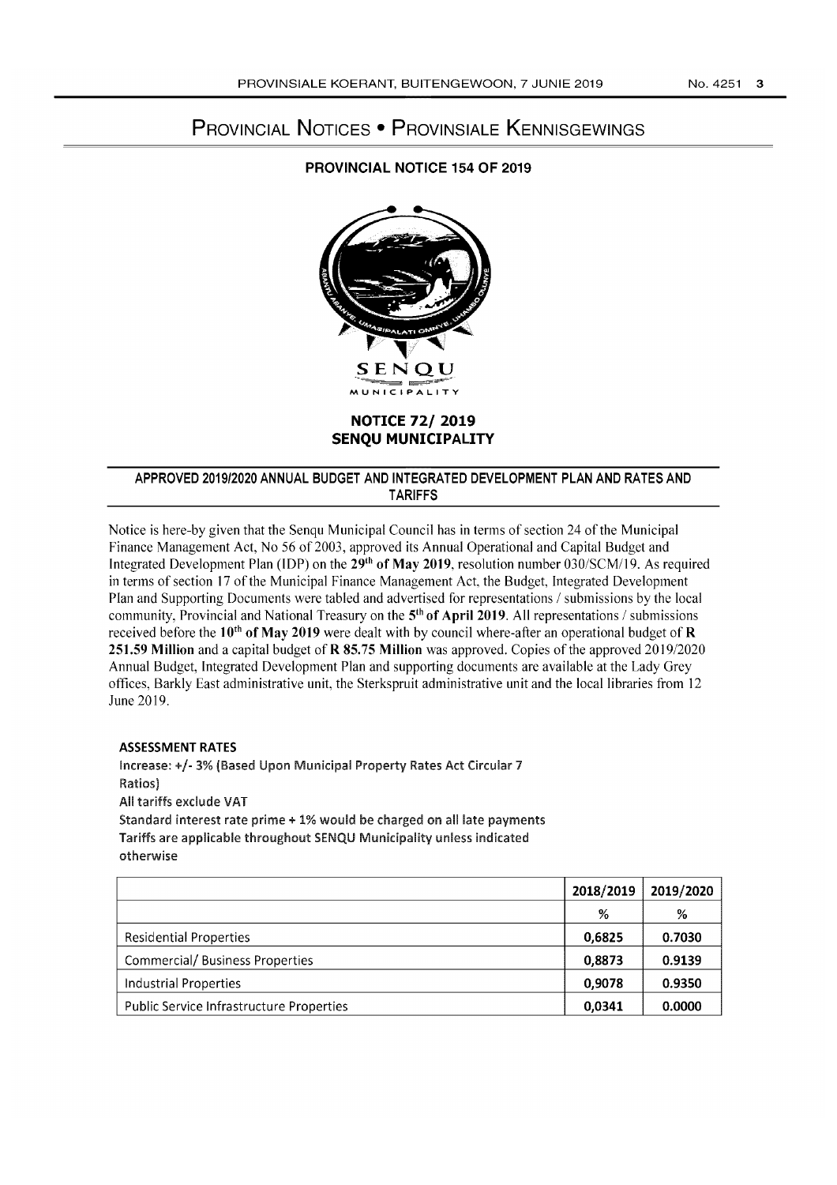# Provincial Notices • Provinsiale Kennisgewings

## PROVINCIAL NOTICE 154 OF 2019

SENQU MUNICIPALITY

## NOTICE 72/ 2019
## SENQU MUNICIPALITY

### APPROVED 2019/2020 ANNUAL BUDGET AND INTEGRATED DEVELOPMENT PLAN AND RATES AND TARIFFS

Notice is here-by given that the Senqu Municipal Council has in terms of section 24 of the Municipal Finance Management Act, No 56 of 2003, approved its Annual Operational and Capital Budget and Integrated Development Plan (IDP) on the **29th of May 2019**, resolution number 030/SCM/19. As required in terms of section 17 of the Municipal Finance Management Act, the Budget, Integrated Development Plan and Supporting Documents were tabled and advertised for representations / submissions by the local community, Provincial and National Treasury on the **5th of April 2019**. All representations / submissions received before the **10th of May 2019** were dealt with by council where-after an operational budget of **R 251.59 Million** and a capital budget of **R 85.75 Million** was approved. Copies of the approved 2019/2020 Annual Budget, Integrated Development Plan and supporting documents are available at the Lady Grey offices, Barkly East administrative unit, the Sterkspruit administrative unit and the local libraries from 12 June 2019.

**ASSESSMENT RATES**

Increase: +/- 3% (Based Upon Municipal Property Rates Act Circular 7 Ratios)

All tariffs exclude VAT

Standard interest rate prime + 1% would be charged on all late payments

Tariffs are applicable throughout SENQU Municipality unless indicated otherwise

| | 2018/2019 | 2019/2020 |
|---|---|---|
| | % | % |
| Residential Properties | 0,6825 | 0.7030 |
| Commercial/ Business Properties | 0,8873 | 0.9139 |
| Industrial Properties | 0,9078 | 0.9350 |
| Public Service Infrastructure Properties | 0,0341 | 0.0000 |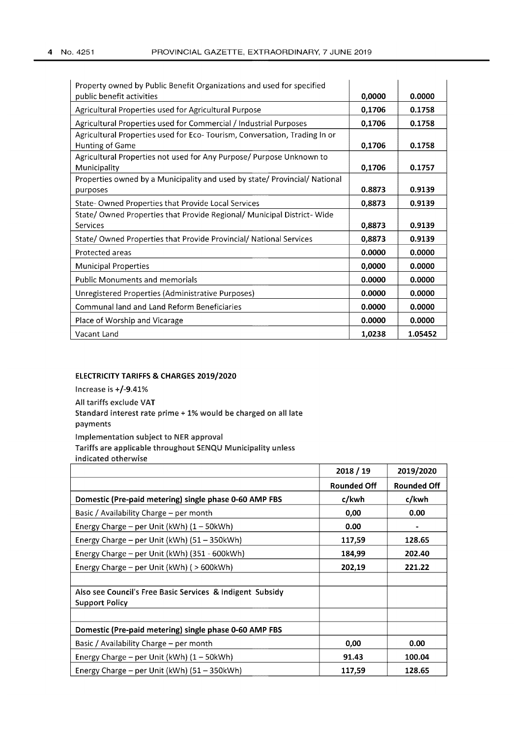| | | |
|---|---|---|
| Property owned by Public Benefit Organizations and used for specified public benefit activities | 0,0000 | 0.0000 |
| Agricultural Properties used for Agricultural Purpose | 0,1706 | 0.1758 |
| Agricultural Properties used for Commercial / Industrial Purposes | 0,1706 | 0.1758 |
| Agricultural Properties used for Eco- Tourism, Conversation, Trading In or Hunting of Game | 0,1706 | 0.1758 |
| Agricultural Properties not used for Any Purpose/ Purpose Unknown to Municipality | 0,1706 | 0.1757 |
| Properties owned by a Municipality and used by state/ Provincial/ National purposes | 0.8873 | 0.9139 |
| State- Owned Properties that Provide Local Services | 0,8873 | 0.9139 |
| State/ Owned Properties that Provide Regional/ Municipal District- Wide Services | 0,8873 | 0.9139 |
| State/ Owned Properties that Provide Provincial/ National Services | 0,8873 | 0.9139 |
| Protected areas | 0.0000 | 0.0000 |
| Municipal Properties | 0,0000 | 0.0000 |
| Public Monuments and memorials | 0.0000 | 0.0000 |
| Unregistered Properties (Administrative Purposes) | 0.0000 | 0.0000 |
| Communal land and Land Reform Beneficiaries | 0.0000 | 0.0000 |
| Place of Worship and Vicarage | 0.0000 | 0.0000 |
| Vacant Land | 1,0238 | 1.05452 |

**ELECTRICITY TARIFFS & CHARGES 2019/2020**

Increase is +/-9.41%

All tariffs exclude VAT

Standard interest rate prime + 1% would be charged on all late payments

Implementation subject to NER approval

Tariffs are applicable throughout SENQU Municipality unless indicated otherwise

| | 2018 / 19 | 2019/2020 |
|---|---|---|
| | **Rounded Off** | **Rounded Off** |
| **Domestic (Pre-paid metering) single phase 0-60 AMP FBS** | **c/kwh** | **c/kwh** |
| Basic / Availability Charge – per month | 0,00 | 0.00 |
| Energy Charge – per Unit (kWh) (1 – 50kWh) | 0.00 | - |
| Energy Charge – per Unit (kWh) (51 – 350kWh) | 117,59 | 128.65 |
| Energy Charge – per Unit (kWh) (351 - 600kWh) | 184,99 | 202.40 |
| Energy Charge – per Unit (kWh) ( > 600kWh) | 202,19 | 221.22 |
| | | |
| Also see **Council's Free Basic Services & Indigent Subsidy Support Policy** | | |
| | | |
| **Domestic (Pre-paid metering) single phase 0-60 AMP FBS** | | |
| Basic / Availability Charge – per month | 0,00 | 0.00 |
| Energy Charge – per Unit (kWh) (1 – 50kWh) | 91.43 | 100.04 |
| Energy Charge – per Unit (kWh) (51 – 350kWh) | 117,59 | 128.65 |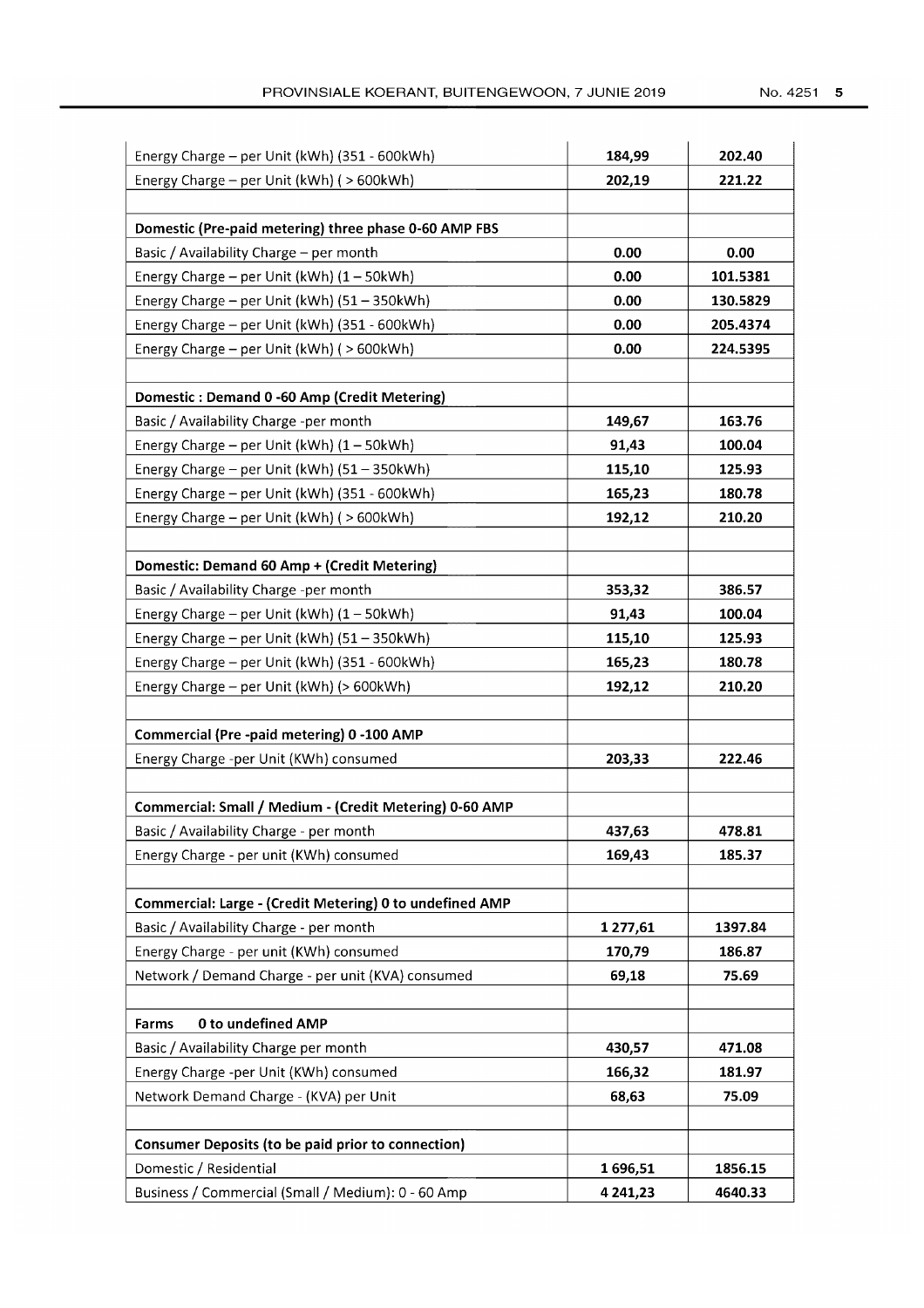| | | |
|---|---|---|
| Energy Charge – per Unit (kWh) (351 - 600kWh) | **184,99** | **202.40** |
| Energy Charge – per Unit (kWh) ( > 600kWh) | **202,19** | **221.22** |
| | | |
| **Domestic (Pre-paid metering) three phase 0-60 AMP FBS** | | |
| Basic / Availability Charge – per month | **0.00** | **0.00** |
| Energy Charge – per Unit (kWh) (1 – 50kWh) | **0.00** | **101.5381** |
| Energy Charge – per Unit (kWh) (51 – 350kWh) | **0.00** | **130.5829** |
| Energy Charge – per Unit (kWh) (351 - 600kWh) | **0.00** | **205.4374** |
| Energy Charge – per Unit (kWh) ( > 600kWh) | **0.00** | **224.5395** |
| | | |
| **Domestic : Demand 0 -60 Amp (Credit Metering)** | | |
| Basic / Availability Charge -per month | **149,67** | **163.76** |
| Energy Charge – per Unit (kWh) (1 – 50kWh) | **91,43** | **100.04** |
| Energy Charge – per Unit (kWh) (51 – 350kWh) | **115,10** | **125.93** |
| Energy Charge – per Unit (kWh) (351 - 600kWh) | **165,23** | **180.78** |
| Energy Charge – per Unit (kWh) ( > 600kWh) | **192,12** | **210.20** |
| | | |
| **Domestic: Demand 60 Amp + (Credit Metering)** | | |
| Basic / Availability Charge -per month | **353,32** | **386.57** |
| Energy Charge – per Unit (kWh) (1 – 50kWh) | **91,43** | **100.04** |
| Energy Charge – per Unit (kWh) (51 – 350kWh) | **115,10** | **125.93** |
| Energy Charge – per Unit (kWh) (351 - 600kWh) | **165,23** | **180.78** |
| Energy Charge – per Unit (kWh) (> 600kWh) | **192,12** | **210.20** |
| | | |
| **Commercial (Pre -paid metering) 0 -100 AMP** | | |
| Energy Charge -per Unit (KWh) consumed | **203,33** | **222.46** |
| | | |
| **Commercial: Small / Medium - (Credit Metering) 0-60 AMP** | | |
| Basic / Availability Charge - per month | **437,63** | **478.81** |
| Energy Charge - per unit (KWh) consumed | **169,43** | **185.37** |
| | | |
| **Commercial: Large - (Credit Metering) 0 to undefined AMP** | | |
| Basic / Availability Charge - per month | **1 277,61** | **1397.84** |
| Energy Charge - per unit (KWh) consumed | **170,79** | **186.87** |
| Network / Demand Charge - per unit (KVA) consumed | **69,18** | **75.69** |
| | | |
| **Farms 0 to undefined AMP** | | |
| Basic / Availability Charge per month | **430,57** | **471.08** |
| Energy Charge -per Unit (KWh) consumed | **166,32** | **181.97** |
| Network Demand Charge - (KVA) per Unit | **68,63** | **75.09** |
| | | |
| **Consumer Deposits (to be paid prior to connection)** | | |
| Domestic / Residential | **1 696,51** | **1856.15** |
| Business / Commercial (Small / Medium): 0 - 60 Amp | **4 241,23** | **4640.33** |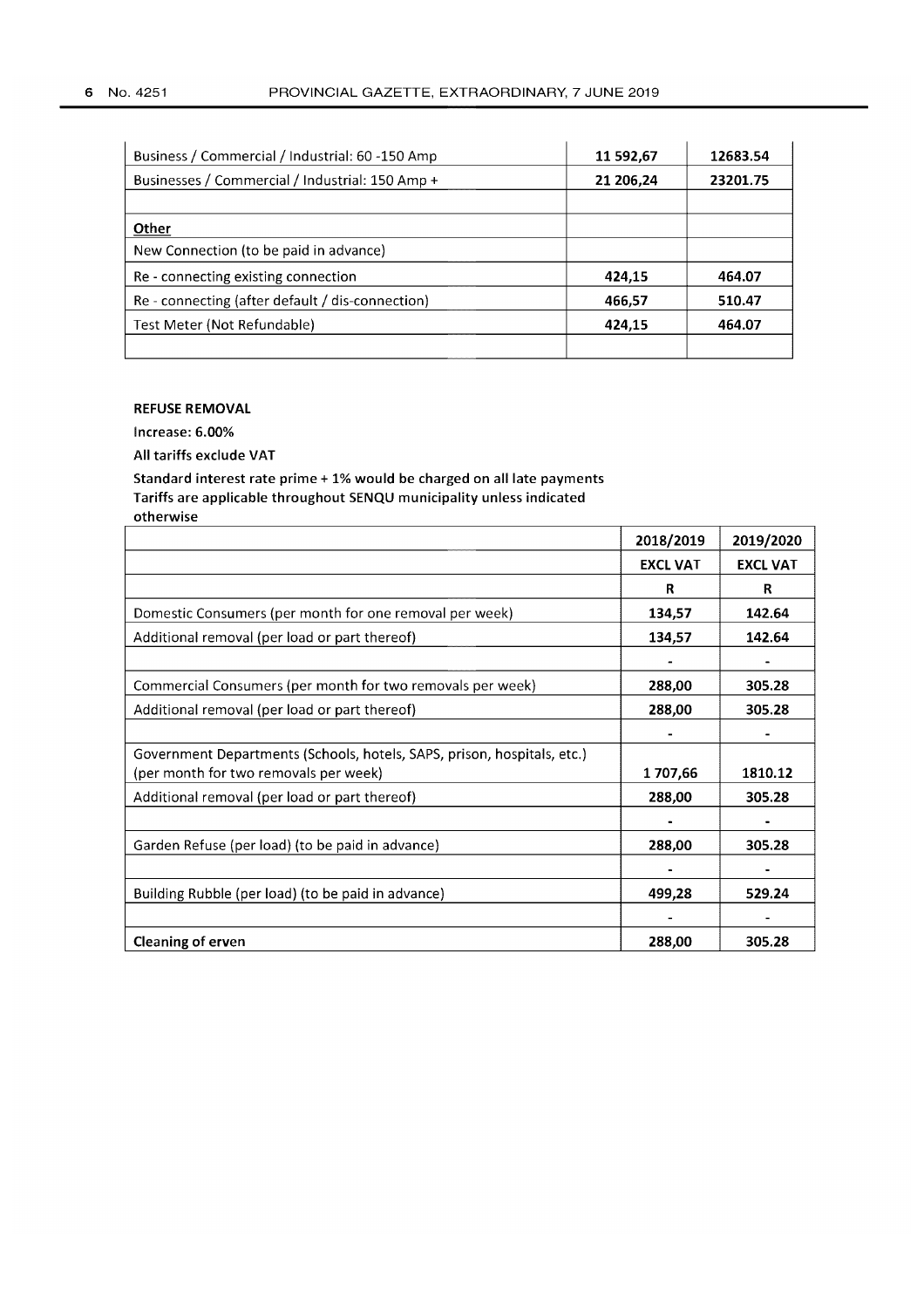| | | |
|---|---|---|
| Business / Commercial / Industrial: 60 -150 Amp | **11 592,67** | **12683.54** |
| Businesses / Commercial / Industrial: 150 Amp + | **21 206,24** | **23201.75** |
| | | |
| **Other** | | |
| New Connection (to be paid in advance) | | |
| Re - connecting existing connection | **424,15** | **464.07** |
| Re - connecting (after default / dis-connection) | **466,57** | **510.47** |
| Test Meter (Not Refundable) | **424,15** | **464.07** |
| | | |

**REFUSE REMOVAL**

**Increase: 6.00%**

**All tariffs exclude VAT**

**Standard interest rate prime + 1% would be charged on all late payments**
**Tariffs are applicable throughout SENQU municipality unless indicated otherwise**

| | 2018/2019 | 2019/2020 |
|---|---|---|
| | **EXCL VAT** | **EXCL VAT** |
| | **R** | **R** |
| Domestic Consumers (per month for one removal per week) | **134,57** | **142.64** |
| Additional removal (per load or part thereof) | **134,57** | **142.64** |
| | - | - |
| Commercial Consumers (per month for two removals per week) | **288,00** | **305.28** |
| Additional removal (per load or part thereof) | **288,00** | **305.28** |
| | - | - |
| Government Departments (Schools, hotels, SAPS, prison, hospitals, etc.) (per month for two removals per week) | **1 707,66** | **1810.12** |
| Additional removal (per load or part thereof) | **288,00** | **305.28** |
| | - | - |
| Garden Refuse (per load) (to be paid in advance) | **288,00** | **305.28** |
| | - | - |
| Building Rubble (per load) (to be paid in advance) | **499,28** | **529.24** |
| | - | - |
| **Cleaning of erven** | **288,00** | **305.28** |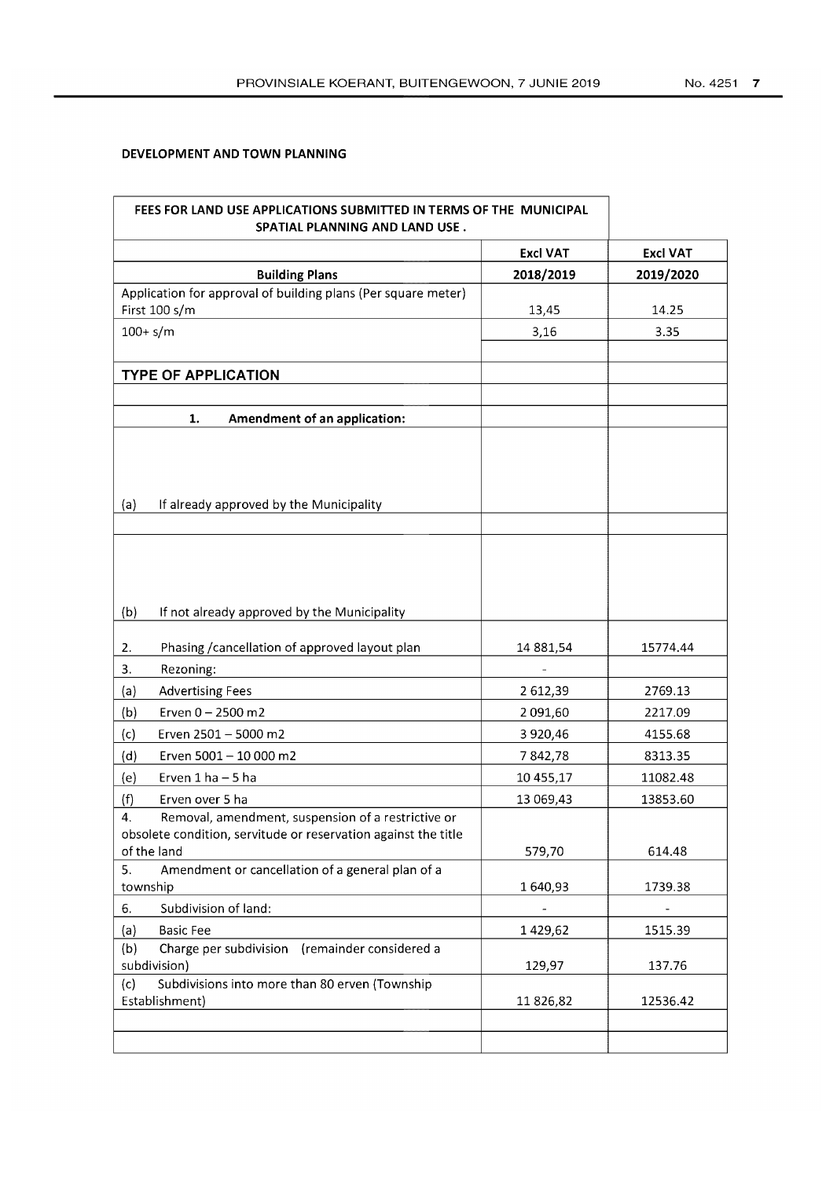**DEVELOPMENT AND TOWN PLANNING**

| FEES FOR LAND USE APPLICATIONS SUBMITTED IN TERMS OF THE MUNICIPAL SPATIAL PLANNING AND LAND USE . | | |
|---|---|---|
| | **Excl VAT** | **Excl VAT** |
| **Building Plans** | **2018/2019** | **2019/2020** |
| Application for approval of building plans (Per square meter) First 100 s/m | 13,45 | 14.25 |
| 100+ s/m | 3,16 | 3.35 |
| | | |
| **TYPE OF APPLICATION** | | |
| | | |
| **1. Amendment of an application:** | | |
| (a) If already approved by the Municipality | | |
| | | |
| (b) If not already approved by the Municipality | | |
| 2. Phasing /cancellation of approved layout plan | 14 881,54 | 15774.44 |
| 3. Rezoning: | - | |
| (a) Advertising Fees | 2 612,39 | 2769.13 |
| (b) Erven 0 – 2500 m2 | 2 091,60 | 2217.09 |
| (c) Erven 2501 – 5000 m2 | 3 920,46 | 4155.68 |
| (d) Erven 5001 – 10 000 m2 | 7 842,78 | 8313.35 |
| (e) Erven 1 ha – 5 ha | 10 455,17 | 11082.48 |
| (f) Erven over 5 ha | 13 069,43 | 13853.60 |
| 4. Removal, amendment, suspension of a restrictive or obsolete condition, servitude or reservation against the title of the land | 579,70 | 614.48 |
| 5. Amendment or cancellation of a general plan of a township | 1 640,93 | 1739.38 |
| 6. Subdivision of land: | - | - |
| (a) Basic Fee | 1 429,62 | 1515.39 |
| (b) Charge per subdivision (remainder considered a subdivision) | 129,97 | 137.76 |
| (c) Subdivisions into more than 80 erven (Township Establishment) | 11 826,82 | 12536.42 |
| | | |
| | | |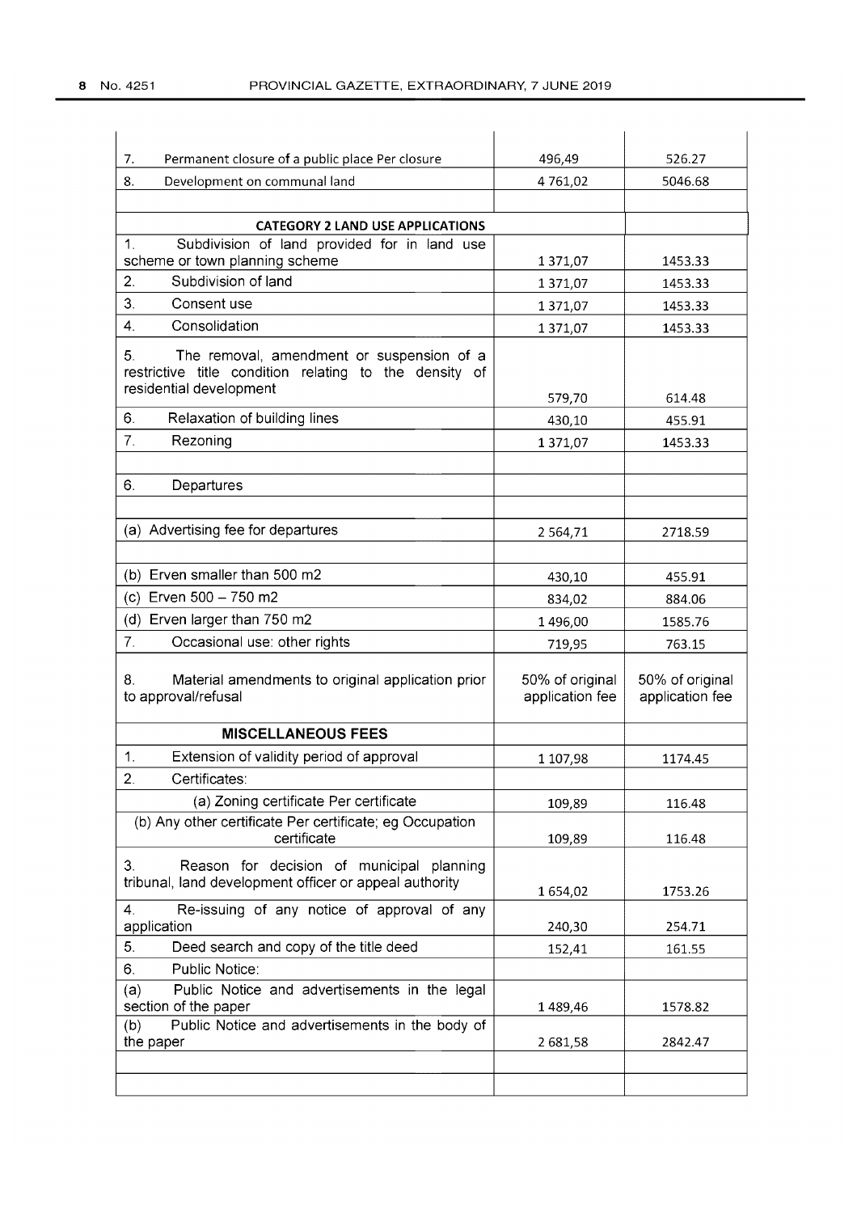| | | |
|---|---|---|
| 7. Permanent closure of a public place Per closure | 496,49 | 526.27 |
| 8. Development on communal land | 4 761,02 | 5046.68 |
| | | |
| **CATEGORY 2 LAND USE APPLICATIONS** | | |
| 1. Subdivision of land provided for in land use scheme or town planning scheme | 1 371,07 | 1453.33 |
| 2. Subdivision of land | 1 371,07 | 1453.33 |
| 3. Consent use | 1 371,07 | 1453.33 |
| 4. Consolidation | 1 371,07 | 1453.33 |
| 5. The removal, amendment or suspension of a restrictive title condition relating to the density of residential development | 579,70 | 614.48 |
| 6. Relaxation of building lines | 430,10 | 455.91 |
| 7. Rezoning | 1 371,07 | 1453.33 |
| | | |
| 6. Departures | | |
| | | |
| (a) Advertising fee for departures | 2 564,71 | 2718.59 |
| | | |
| (b) Erven smaller than 500 m2 | 430,10 | 455.91 |
| (c) Erven 500 – 750 m2 | 834,02 | 884.06 |
| (d) Erven larger than 750 m2 | 1 496,00 | 1585.76 |
| 7. Occasional use: other rights | 719,95 | 763.15 |
| 8. Material amendments to original application prior to approval/refusal | 50% of original application fee | 50% of original application fee |
| **MISCELLANEOUS FEES** | | |
| 1. Extension of validity period of approval | 1 107,98 | 1174.45 |
| 2. Certificates: | | |
| (a) Zoning certificate Per certificate | 109,89 | 116.48 |
| (b) Any other certificate Per certificate; eg Occupation certificate | 109,89 | 116.48 |
| 3. Reason for decision of municipal planning tribunal, land development officer or appeal authority | 1 654,02 | 1753.26 |
| 4. Re-issuing of any notice of approval of any application | 240,30 | 254.71 |
| 5. Deed search and copy of the title deed | 152,41 | 161.55 |
| 6. Public Notice: | | |
| (a) Public Notice and advertisements in the legal section of the paper | 1 489,46 | 1578.82 |
| (b) Public Notice and advertisements in the body of the paper | 2 681,58 | 2842.47 |
| | | |
| | | |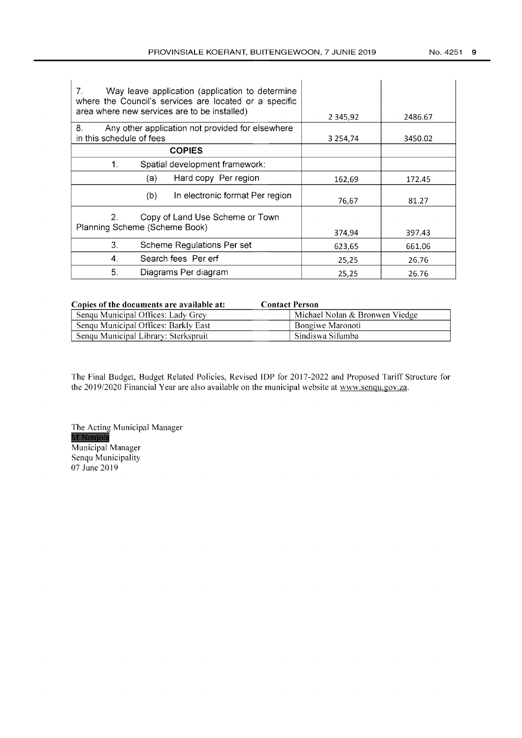| | | |
|---|---|---|
| 7. Way leave application (application to determine where the Council's services are located or a specific area where new services are to be installed) | 2 345,92 | 2486.67 |
| 8. Any other application not provided for elsewhere in this schedule of fees | 3 254,74 | 3450.02 |
| **COPIES** | | |
| 1. Spatial development framework: | | |
| (a) Hard copy Per region | 162,69 | 172.45 |
| (b) In electronic format Per region | 76,67 | 81.27 |
| 2. Copy of Land Use Scheme or Town Planning Scheme (Scheme Book) | 374,94 | 397.43 |
| 3. Scheme Regulations Per set | 623,65 | 661.06 |
| 4. Search fees Per erf | 25,25 | 26.76 |
| 5. Diagrams Per diagram | 25,25 | 26.76 |

| **Copies of the documents are available at:** | **Contact Person** |
|---|---|
| Senqu Municipal Offices: Lady Grey | Michael Nolan & Bronwen Viedge |
| Senqu Municipal Offices: Barkly East | Bongiwe Maronoti |
| Senqu Municipal Library: Sterkspruit | Sindiswa Sifumba |

The Final Budget, Budget Related Policies, Revised IDP for 2017-2022 and Proposed Tariff Structure for the 2019/2020 Financial Year are also available on the municipal website at www.senqu.gov.za.

The Acting Municipal Manager
M Nonjola
Municipal Manager
Senqu Municipality
07 June 2019